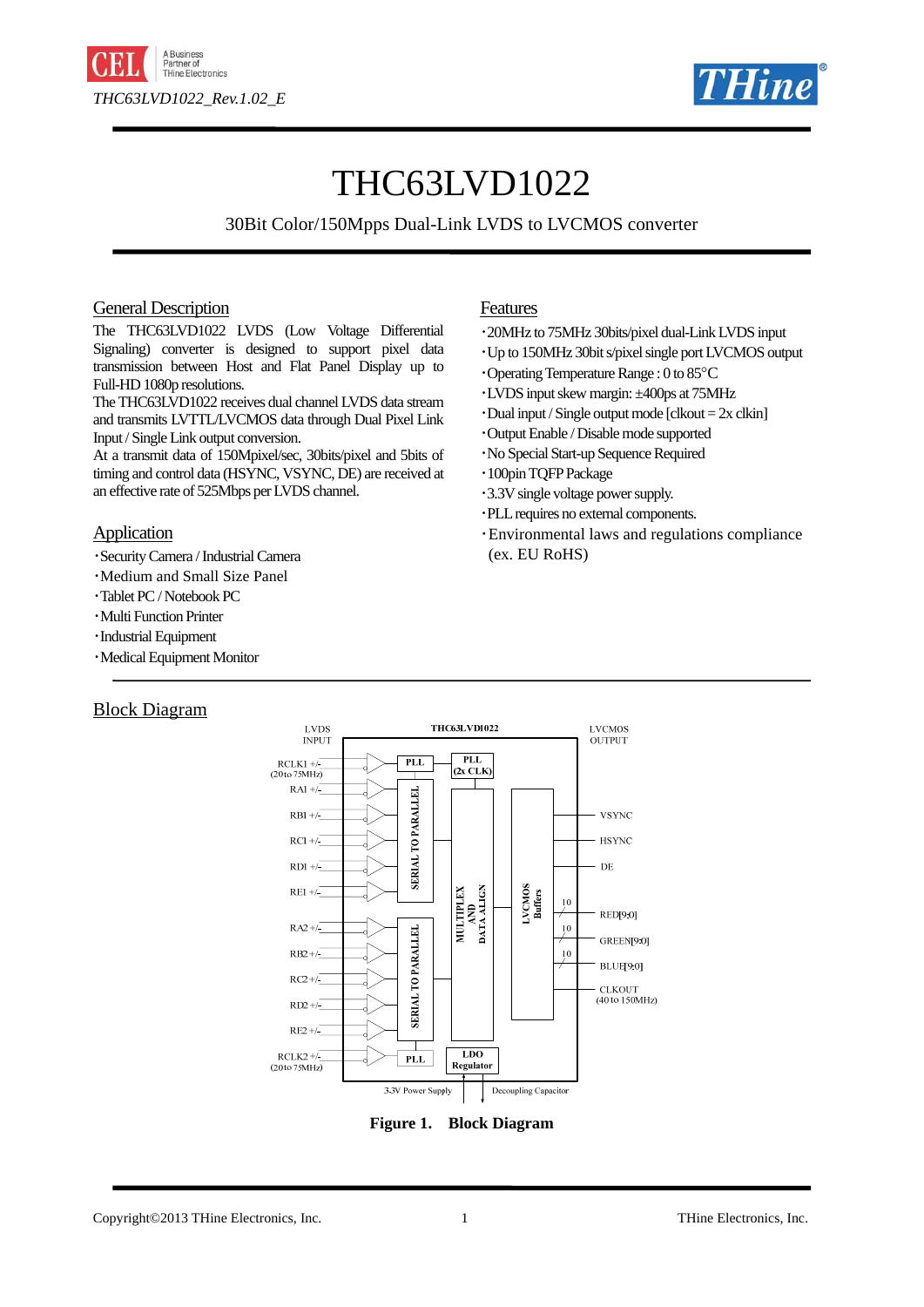# THC63LVD1022

30Bit Color/150Mpps Dual-Link LVDS to LVCMOS converter

## General Description

The THC63LVD1022 LVDS (Low Voltage Differential Signaling) converter is designed to support pixel data transmission between Host and Flat Panel Display up to Full-HD 1080p resolutions.
The THC63LVD1022 receives dual channel LVDS data stream and transmits LVTTL/LVCMOS data through Dual Pixel Link Input / Single Link output conversion.
At a transmit data of 150Mpixel/sec, 30bits/pixel and 5bits of timing and control data (HSYNC, VSYNC, DE) are received at an effective rate of 525Mbps per LVDS channel.

## Application

- Security Camera / Industrial Camera
- Medium and Small Size Panel
- Tablet PC / Notebook PC
- Multi Function Printer
- Industrial Equipment
- Medical Equipment Monitor

## Features

- 20MHz to 75MHz 30bits/pixel dual-Link LVDS input
- Up to 150MHz 30bit s/pixel single port LVCMOS output
- Operating Temperature Range : 0 to 85°C
- LVDS input skew margin: ±400ps at 75MHz
- Dual input / Single output mode [clkout = 2x clkin]
- Output Enable / Disable mode supported
- No Special Start-up Sequence Required
- 100pin TQFP Package
- 3.3V single voltage power supply.
- PLL requires no external components.
- Environmental laws and regulations compliance (ex. EU RoHS)

## Block Diagram

**Figure 1. Block Diagram**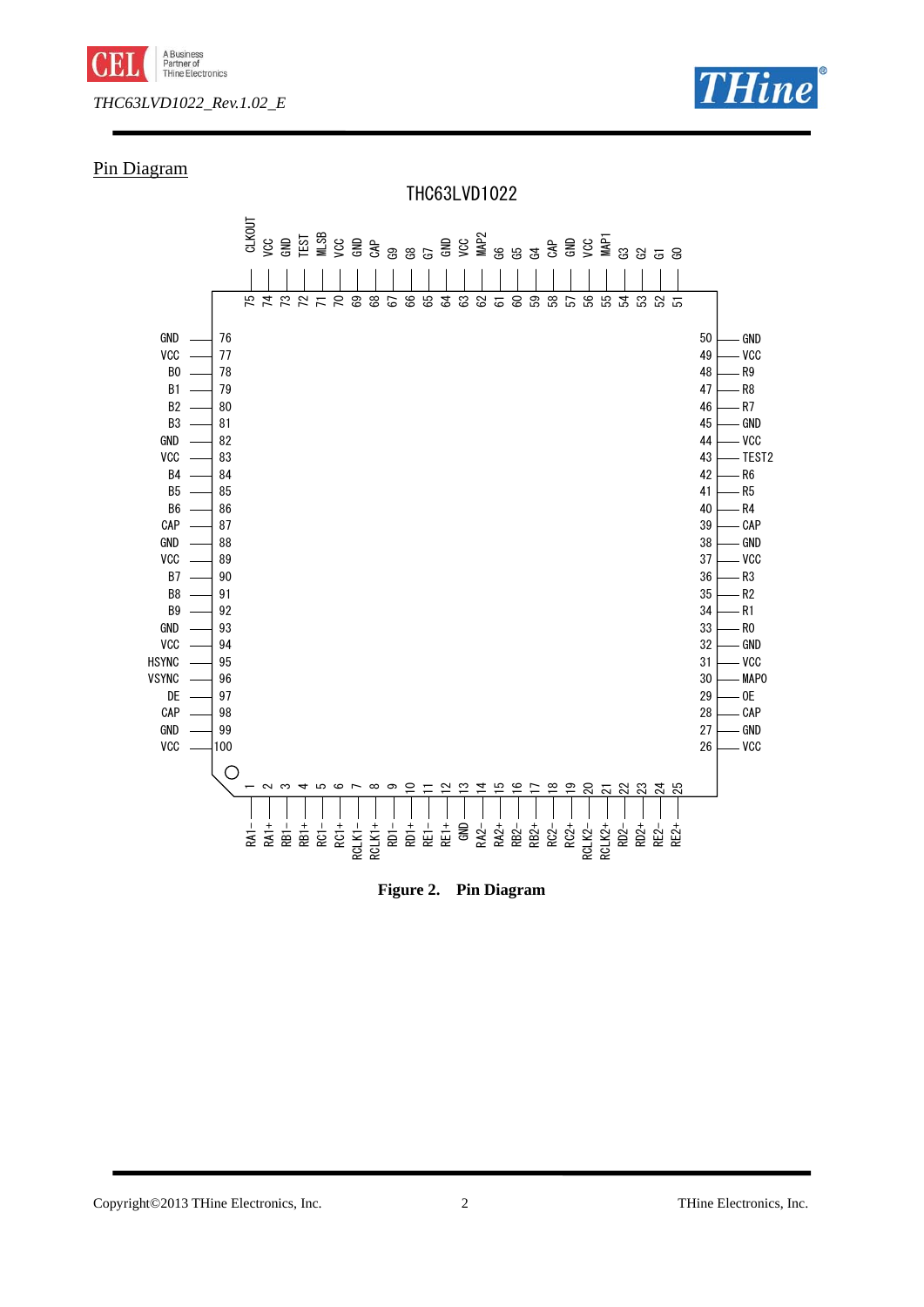## Pin Diagram

**THC63LVD1022**

| Pin | Name | Pin | Name | Pin | Name | Pin | Name |
|---|---|---|---|---|---|---|---|
| 1 | RA1− | 26 | VCC | 51 | G0 | 76 | GND |
| 2 | RA1+ | 27 | GND | 52 | G1 | 77 | VCC |
| 3 | RB1− | 28 | CAP | 53 | G2 | 78 | B0 |
| 4 | RB1+ | 29 | OE | 54 | G3 | 79 | B1 |
| 5 | RC1− | 30 | MAP0 | 55 | MAP1 | 80 | B2 |
| 6 | RC1+ | 31 | VCC | 56 | VCC | 81 | B3 |
| 7 | RCLK1− | 32 | GND | 57 | GND | 82 | GND |
| 8 | RCLK1+ | 33 | R0 | 58 | CAP | 83 | VCC |
| 9 | RD1− | 34 | R1 | 59 | G4 | 84 | B4 |
| 10 | RD1+ | 35 | R2 | 60 | G5 | 85 | B5 |
| 11 | RE1− | 36 | R3 | 61 | G6 | 86 | B6 |
| 12 | RE1+ | 37 | VCC | 62 | MAP2 | 87 | CAP |
| 13 | GND | 38 | GND | 63 | VCC | 88 | GND |
| 14 | RA2− | 39 | CAP | 64 | GND | 89 | VCC |
| 15 | RA2+ | 40 | R4 | 65 | G7 | 90 | B7 |
| 16 | RB2− | 41 | R5 | 66 | G8 | 91 | B8 |
| 17 | RB2+ | 42 | R6 | 67 | G9 | 92 | B9 |
| 18 | RC2− | 43 | TEST2 | 68 | CAP | 93 | GND |
| 19 | RC2+ | 44 | VCC | 69 | GND | 94 | VCC |
| 20 | RCLK2− | 45 | GND | 70 | VCC | 95 | HSYNC |
| 21 | RCLK2+ | 46 | R7 | 71 | MLSB | 96 | VSYNC |
| 22 | RD2− | 47 | R8 | 72 | TEST | 97 | DE |
| 23 | RD2+ | 48 | R9 | 73 | GND | 98 | CAP |
| 24 | RE2− | 49 | VCC | 74 | VCC | 99 | GND |
| 25 | RE2+ | 50 | GND | 75 | CLKOUT | 100 | VCC |

**Figure 2. Pin Diagram**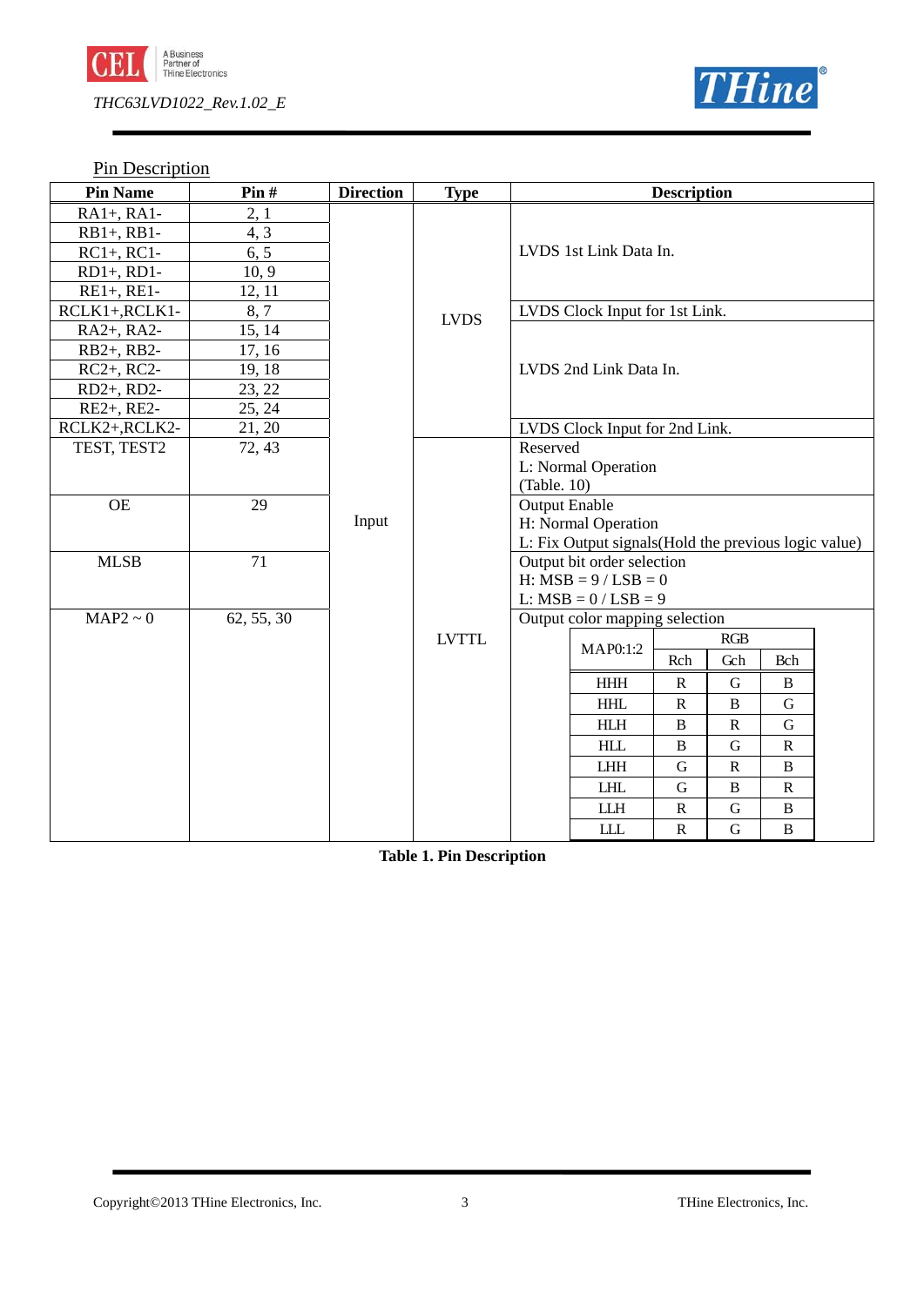## Pin Description

| Pin Name | Pin # | Direction | Type | Description |
|---|---|---|---|---|
| RA1+, RA1- | 2, 1 | Input | LVDS | LVDS 1st Link Data In. |
| RB1+, RB1- | 4, 3 | | | |
| RC1+, RC1- | 6, 5 | | | |
| RD1+, RD1- | 10, 9 | | | |
| RE1+, RE1- | 12, 11 | | | |
| RCLK1+,RCLK1- | 8, 7 | | | LVDS Clock Input for 1st Link. |
| RA2+, RA2- | 15, 14 | | | LVDS 2nd Link Data In. |
| RB2+, RB2- | 17, 16 | | | |
| RC2+, RC2- | 19, 18 | | | |
| RD2+, RD2- | 23, 22 | | | |
| RE2+, RE2- | 25, 24 | | | |
| RCLK2+,RCLK2- | 21, 20 | | | LVDS Clock Input for 2nd Link. |
| TEST, TEST2 | 72, 43 | | LVTTL | Reserved<br>L: Normal Operation<br>(Table. 10) |
| OE | 29 | | | Output Enable<br>H: Normal Operation<br>L: Fix Output signals(Hold the previous logic value) |
| MLSB | 71 | | | Output bit order selection<br>H: MSB = 9 / LSB = 0<br>L: MSB = 0 / LSB = 9 |
| MAP2 ~ 0 | 62, 55, 30 | | | Output color mapping selection (see table below) |

Output color mapping selection (MAP2 ~ 0):

| MAP0:1:2 | RGB | | |
|---|---|---|---|
| | Rch | Gch | Bch |
| HHH | R | G | B |
| HHL | R | B | G |
| HLH | B | R | G |
| HLL | B | G | R |
| LHH | G | R | B |
| LHL | G | B | R |
| LLH | R | G | B |
| LLL | R | G | B |

**Table 1. Pin Description**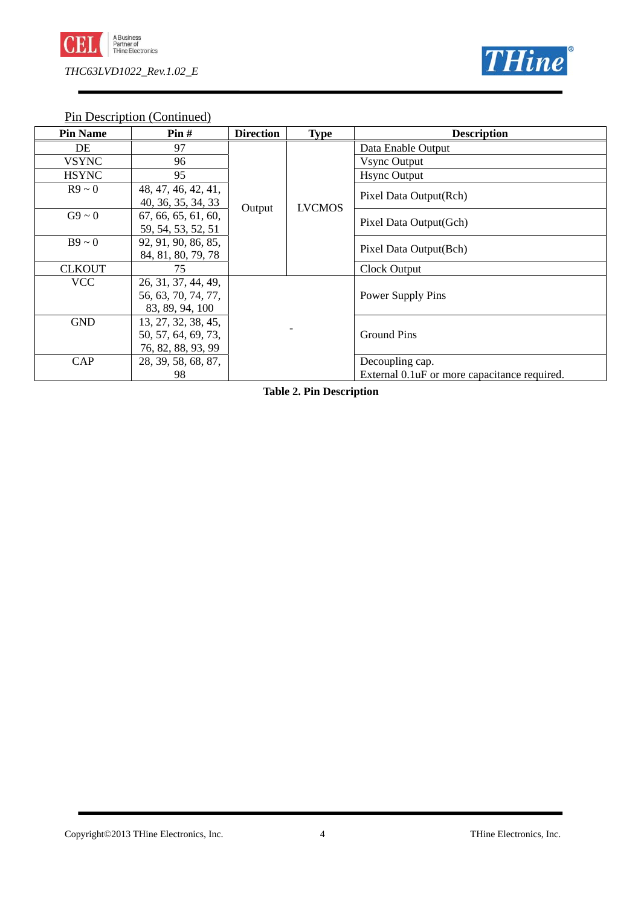Pin Description (Continued)

| Pin Name | Pin # | Direction | Type | Description |
|---|---|---|---|---|
| DE | 97 | Output | LVCMOS | Data Enable Output |
| VSYNC | 96 | | | Vsync Output |
| HSYNC | 95 | | | Hsync Output |
| R9 ~ 0 | 48, 47, 46, 42, 41, 40, 36, 35, 34, 33 | | | Pixel Data Output(Rch) |
| G9 ~ 0 | 67, 66, 65, 61, 60, 59, 54, 53, 52, 51 | | | Pixel Data Output(Gch) |
| B9 ~ 0 | 92, 91, 90, 86, 85, 84, 81, 80, 79, 78 | | | Pixel Data Output(Bch) |
| CLKOUT | 75 | | | Clock Output |
| VCC | 26, 31, 37, 44, 49, 56, 63, 70, 74, 77, 83, 89, 94, 100 | - | | Power Supply Pins |
| GND | 13, 27, 32, 38, 45, 50, 57, 64, 69, 73, 76, 82, 88, 93, 99 | | | Ground Pins |
| CAP | 28, 39, 58, 68, 87, 98 | | | Decoupling cap.<br>External 0.1uF or more capacitance required. |

**Table 2. Pin Description**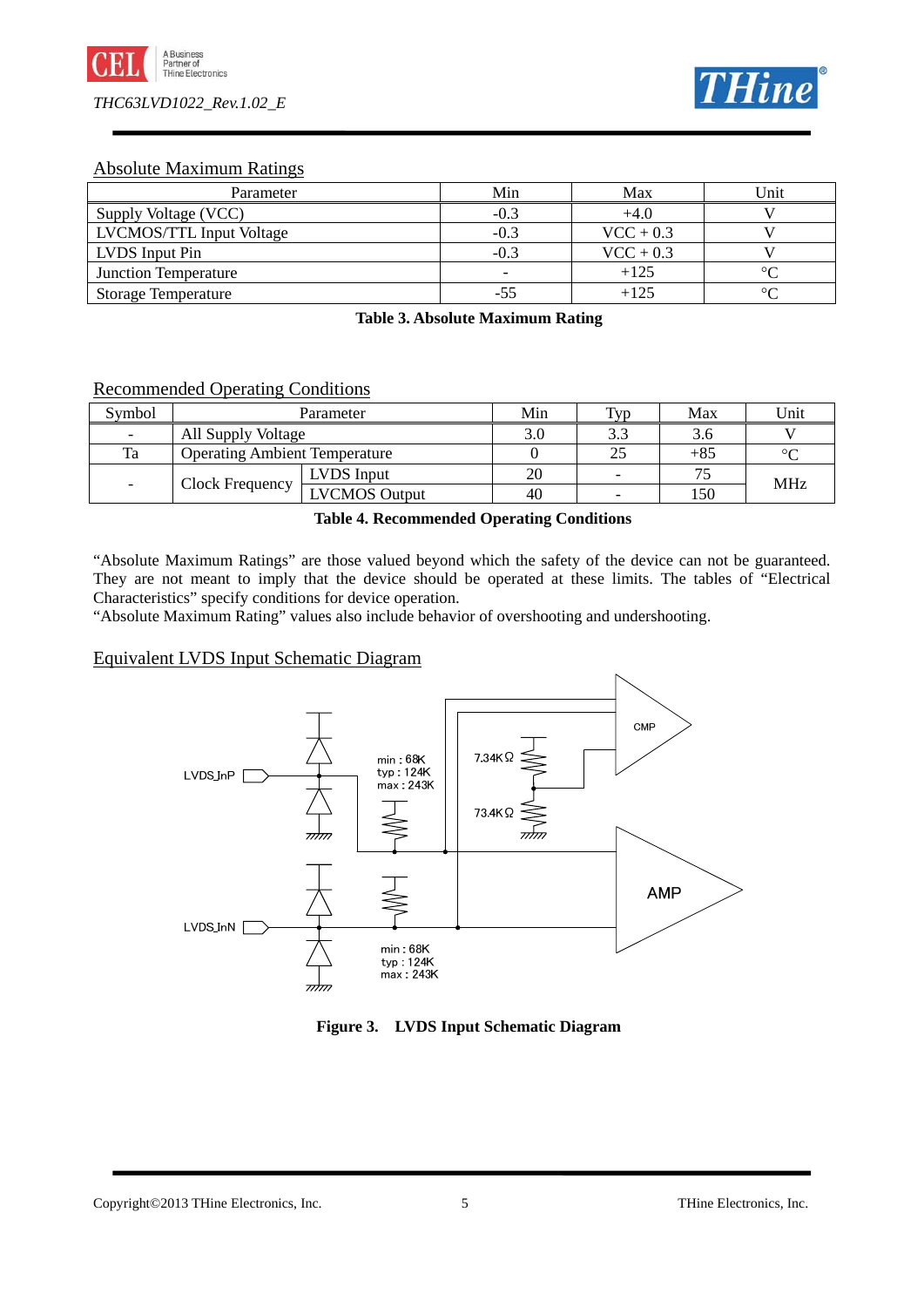## Absolute Maximum Ratings

| Parameter | Min | Max | Unit |
|---|---|---|---|
| Supply Voltage (VCC) | -0.3 | +4.0 | V |
| LVCMOS/TTL Input Voltage | -0.3 | VCC + 0.3 | V |
| LVDS Input Pin | -0.3 | VCC + 0.3 | V |
| Junction Temperature | - | +125 | °C |
| Storage Temperature | -55 | +125 | °C |

**Table 3. Absolute Maximum Rating**

## Recommended Operating Conditions

| Symbol | Parameter | | Min | Typ | Max | Unit |
|---|---|---|---|---|---|---|
| - | All Supply Voltage | | 3.0 | 3.3 | 3.6 | V |
| Ta | Operating Ambient Temperature | | 0 | 25 | +85 | °C |
| - | Clock Frequency | LVDS Input | 20 | - | 75 | MHz |
| | | LVCMOS Output | 40 | - | 150 | |

**Table 4. Recommended Operating Conditions**

"Absolute Maximum Ratings" are those valued beyond which the safety of the device can not be guaranteed. They are not meant to imply that the device should be operated at these limits. The tables of "Electrical Characteristics" specify conditions for device operation.
"Absolute Maximum Rating" values also include behavior of overshooting and undershooting.

## Equivalent LVDS Input Schematic Diagram

**Figure 3. LVDS Input Schematic Diagram**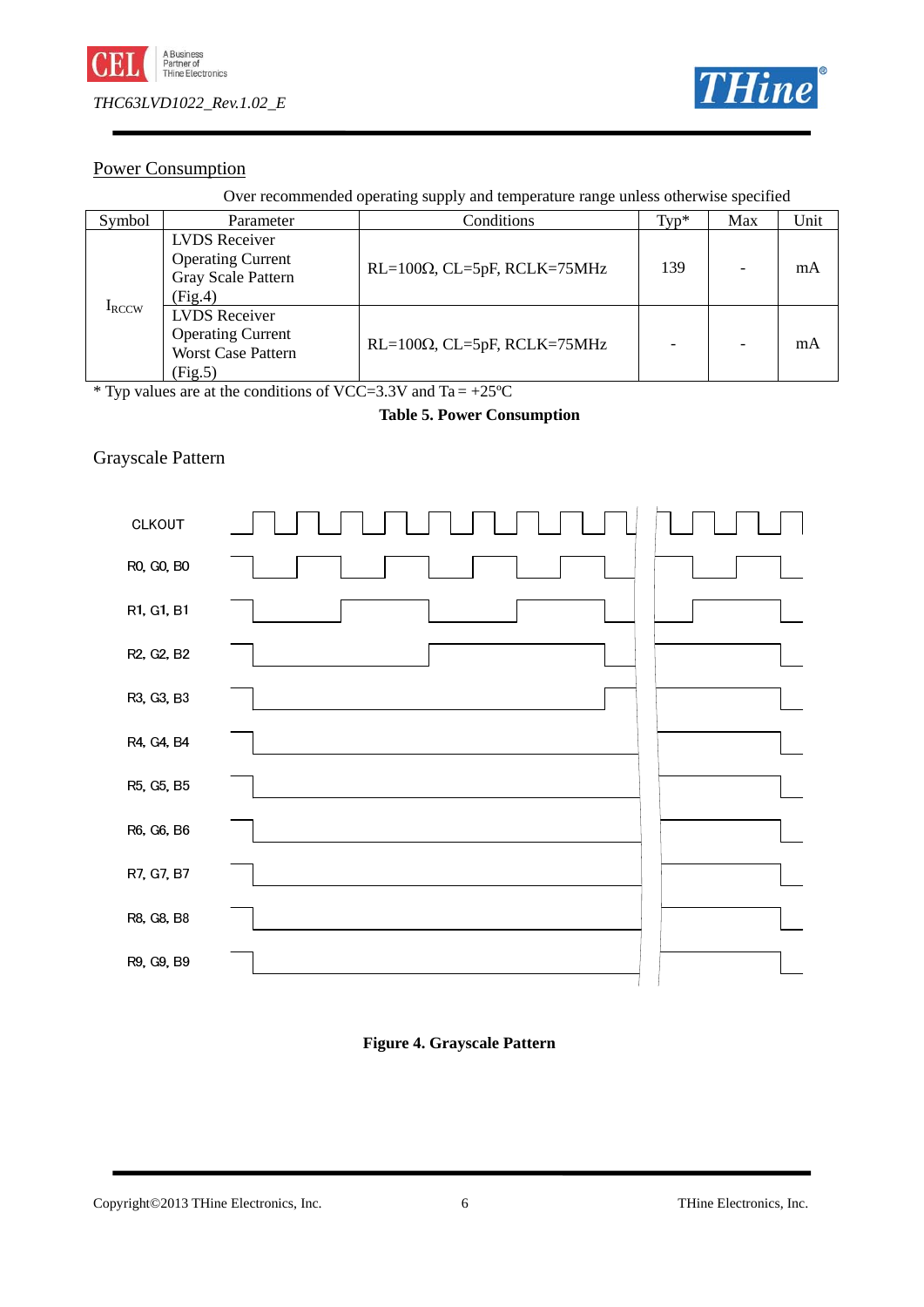## Power Consumption

Over recommended operating supply and temperature range unless otherwise specified

| Symbol | Parameter | Conditions | Typ* | Max | Unit |
|---|---|---|---|---|---|
| $I_{RCCW}$ | LVDS Receiver Operating Current Gray Scale Pattern (Fig.4) | RL=100Ω, CL=5pF, RCLK=75MHz | 139 | - | mA |
| | LVDS Receiver Operating Current Worst Case Pattern (Fig.5) | RL=100Ω, CL=5pF, RCLK=75MHz | - | - | mA |

* Typ values are at the conditions of VCC=3.3V and Ta = +25ºC

**Table 5. Power Consumption**

## Grayscale Pattern

CLKOUT

R0, G0, B0

R1, G1, B1

R2, G2, B2

R3, G3, B3

R4, G4, B4

R5, G5, B5

R6, G6, B6

R7, G7, B7

R8, G8, B8

R9, G9, B9

**Figure 4. Grayscale Pattern**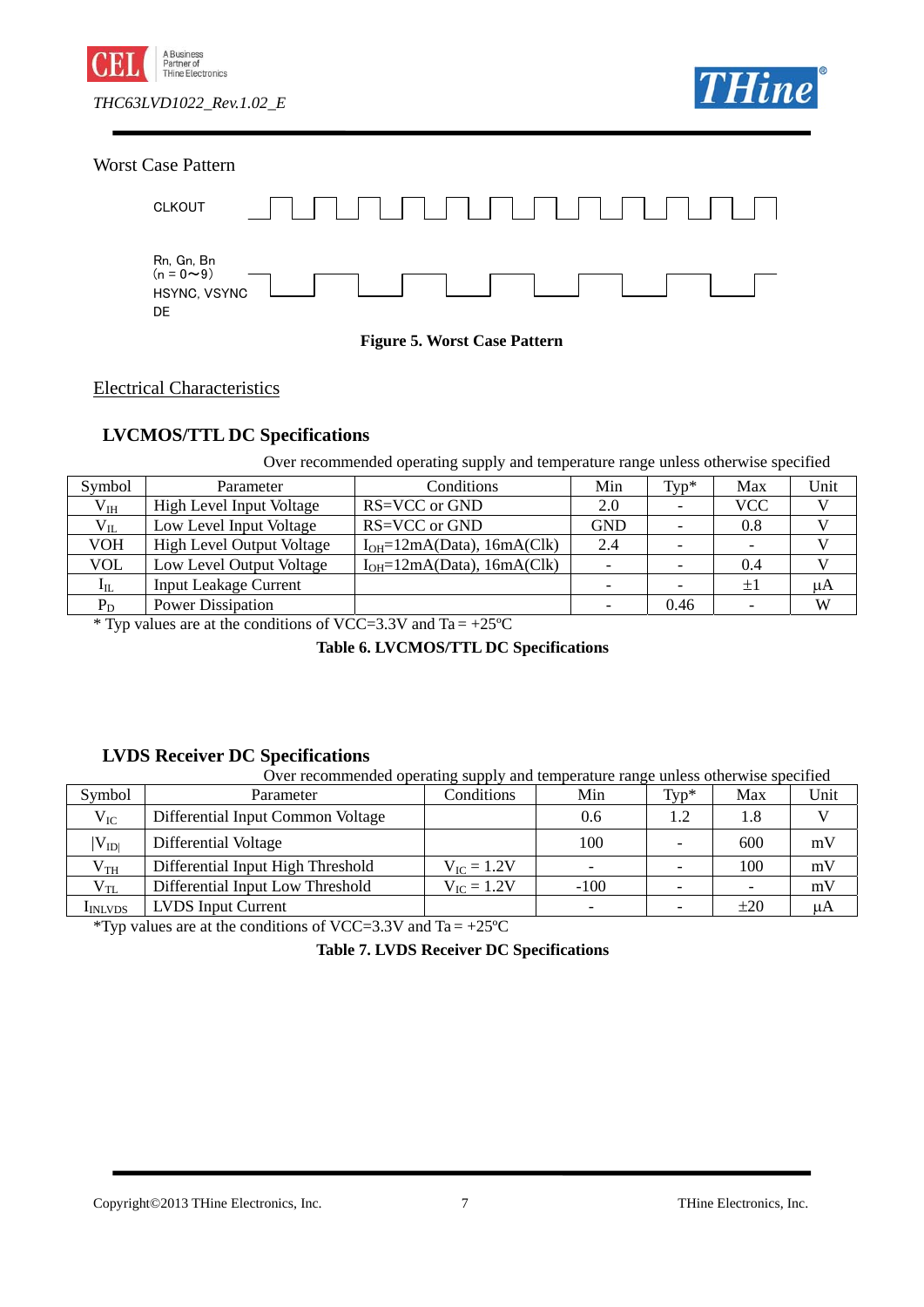Worst Case Pattern

CLKOUT

Rn, Gn, Bn
(n = 0～9)
HSYNC, VSYNC
DE

**Figure 5. Worst Case Pattern**

## Electrical Characteristics

### LVCMOS/TTL DC Specifications

Over recommended operating supply and temperature range unless otherwise specified

| Symbol | Parameter | Conditions | Min | Typ* | Max | Unit |
|---|---|---|---|---|---|---|
| $V_{IH}$ | High Level Input Voltage | RS=VCC or GND | 2.0 | - | VCC | V |
| $V_{IL}$ | Low Level Input Voltage | RS=VCC or GND | GND | - | 0.8 | V |
| VOH | High Level Output Voltage | $I_{OH}$=12mA(Data), 16mA(Clk) | 2.4 | - | - | V |
| VOL | Low Level Output Voltage | $I_{OH}$=12mA(Data), 16mA(Clk) | - | - | 0.4 | V |
| $I_{IL}$ | Input Leakage Current | | - | - | ±1 | μA |
| $P_D$ | Power Dissipation | | - | 0.46 | - | W |

* Typ values are at the conditions of VCC=3.3V and Ta = +25ºC

**Table 6. LVCMOS/TTL DC Specifications**

### LVDS Receiver DC Specifications

Over recommended operating supply and temperature range unless otherwise specified

| Symbol | Parameter | Conditions | Min | Typ* | Max | Unit |
|---|---|---|---|---|---|---|
| $V_{IC}$ | Differential Input Common Voltage | | 0.6 | 1.2 | 1.8 | V |
| $\lvert V_{ID} \rvert$ | Differential Voltage | | 100 | - | 600 | mV |
| $V_{TH}$ | Differential Input High Threshold | $V_{IC}$ = 1.2V | - | - | 100 | mV |
| $V_{TL}$ | Differential Input Low Threshold | $V_{IC}$ = 1.2V | -100 | - | - | mV |
| $I_{INLVDS}$ | LVDS Input Current | | - | - | ±20 | μA |

*Typ values are at the conditions of VCC=3.3V and Ta = +25ºC

**Table 7. LVDS Receiver DC Specifications**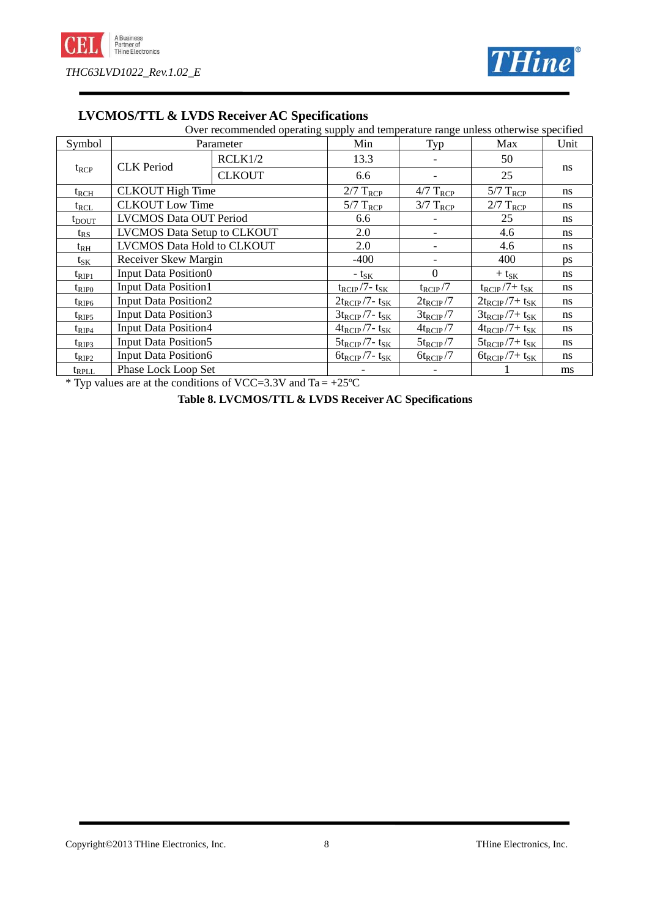### LVCMOS/TTL & LVDS Receiver AC Specifications

Over recommended operating supply and temperature range unless otherwise specified

| Symbol | Parameter | | Min | Typ | Max | Unit |
|---|---|---|---|---|---|---|
| $t_{RCP}$ | CLK Period | RCLK1/2 | 13.3 | - | 50 | ns |
| | | CLKOUT | 6.6 | - | 25 | |
| $t_{RCH}$ | CLKOUT High Time | | $2/7\ T_{RCP}$ | $4/7\ T_{RCP}$ | $5/7\ T_{RCP}$ | ns |
| $t_{RCL}$ | CLKOUT Low Time | | $5/7\ T_{RCP}$ | $3/7\ T_{RCP}$ | $2/7\ T_{RCP}$ | ns |
| $t_{DOUT}$ | LVCMOS Data OUT Period | | 6.6 | - | 25 | ns |
| $t_{RS}$ | LVCMOS Data Setup to CLKOUT | | 2.0 | - | 4.6 | ns |
| $t_{RH}$ | LVCMOS Data Hold to CLKOUT | | 2.0 | - | 4.6 | ns |
| $t_{SK}$ | Receiver Skew Margin | | -400 | - | 400 | ps |
| $t_{RIP1}$ | Input Data Position0 | | $-\ t_{SK}$ | 0 | $+\ t_{SK}$ | ns |
| $t_{RIP0}$ | Input Data Position1 | | $t_{RCIP}/7-\ t_{SK}$ | $t_{RCIP}/7$ | $t_{RCIP}/7+\ t_{SK}$ | ns |
| $t_{RIP6}$ | Input Data Position2 | | $2t_{RCIP}/7-\ t_{SK}$ | $2t_{RCIP}/7$ | $2t_{RCIP}/7+\ t_{SK}$ | ns |
| $t_{RIP5}$ | Input Data Position3 | | $3t_{RCIP}/7-\ t_{SK}$ | $3t_{RCIP}/7$ | $3t_{RCIP}/7+\ t_{SK}$ | ns |
| $t_{RIP4}$ | Input Data Position4 | | $4t_{RCIP}/7-\ t_{SK}$ | $4t_{RCIP}/7$ | $4t_{RCIP}/7+\ t_{SK}$ | ns |
| $t_{RIP3}$ | Input Data Position5 | | $5t_{RCIP}/7-\ t_{SK}$ | $5t_{RCIP}/7$ | $5t_{RCIP}/7+\ t_{SK}$ | ns |
| $t_{RIP2}$ | Input Data Position6 | | $6t_{RCIP}/7-\ t_{SK}$ | $6t_{RCIP}/7$ | $6t_{RCIP}/7+\ t_{SK}$ | ns |
| $t_{RPLL}$ | Phase Lock Loop Set | | - | - | 1 | ms |

* Typ values are at the conditions of VCC=3.3V and Ta = +25ºC

**Table 8. LVCMOS/TTL & LVDS Receiver AC Specifications**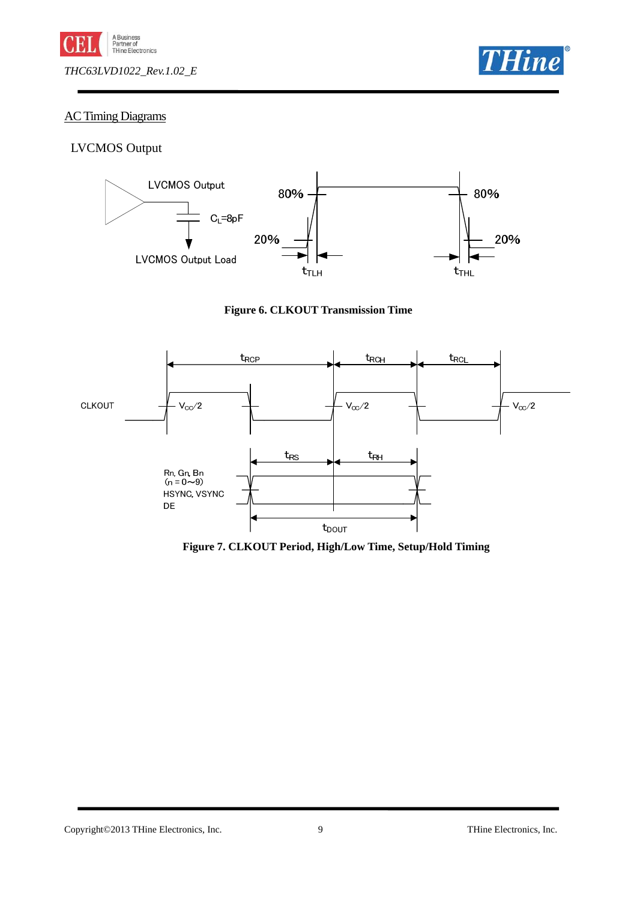## AC Timing Diagrams

### LVCMOS Output

LVCMOS Output

$C_L$=8pF

LVCMOS Output Load

80% 80%

20% 20%

$t_{TLH}$ $t_{THL}$

**Figure 6. CLKOUT Transmission Time**

$t_{RCP}$ $t_{RCH}$ $t_{RCL}$

CLKOUT $V_{CC}/2$ $V_{CC}/2$ $V_{CC}/2$

$t_{RS}$ $t_{RH}$

Rn, Gn, Bn
(n = 0~9)
HSYNC, VSYNC
DE

$t_{DOUT}$

**Figure 7. CLKOUT Period, High/Low Time, Setup/Hold Timing**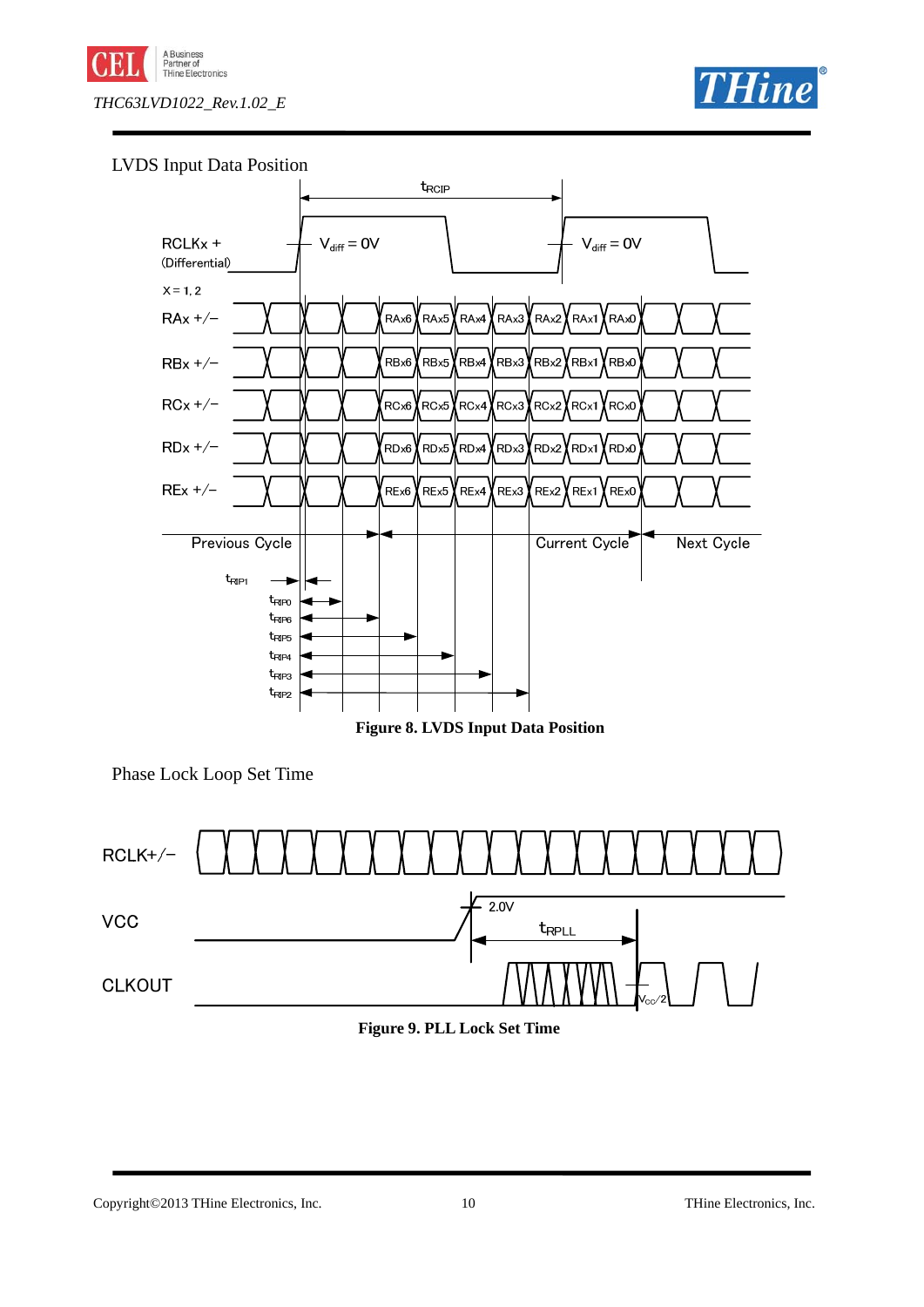LVDS Input Data Position

**Figure 8. LVDS Input Data Position**

Phase Lock Loop Set Time

**Figure 9. PLL Lock Set Time**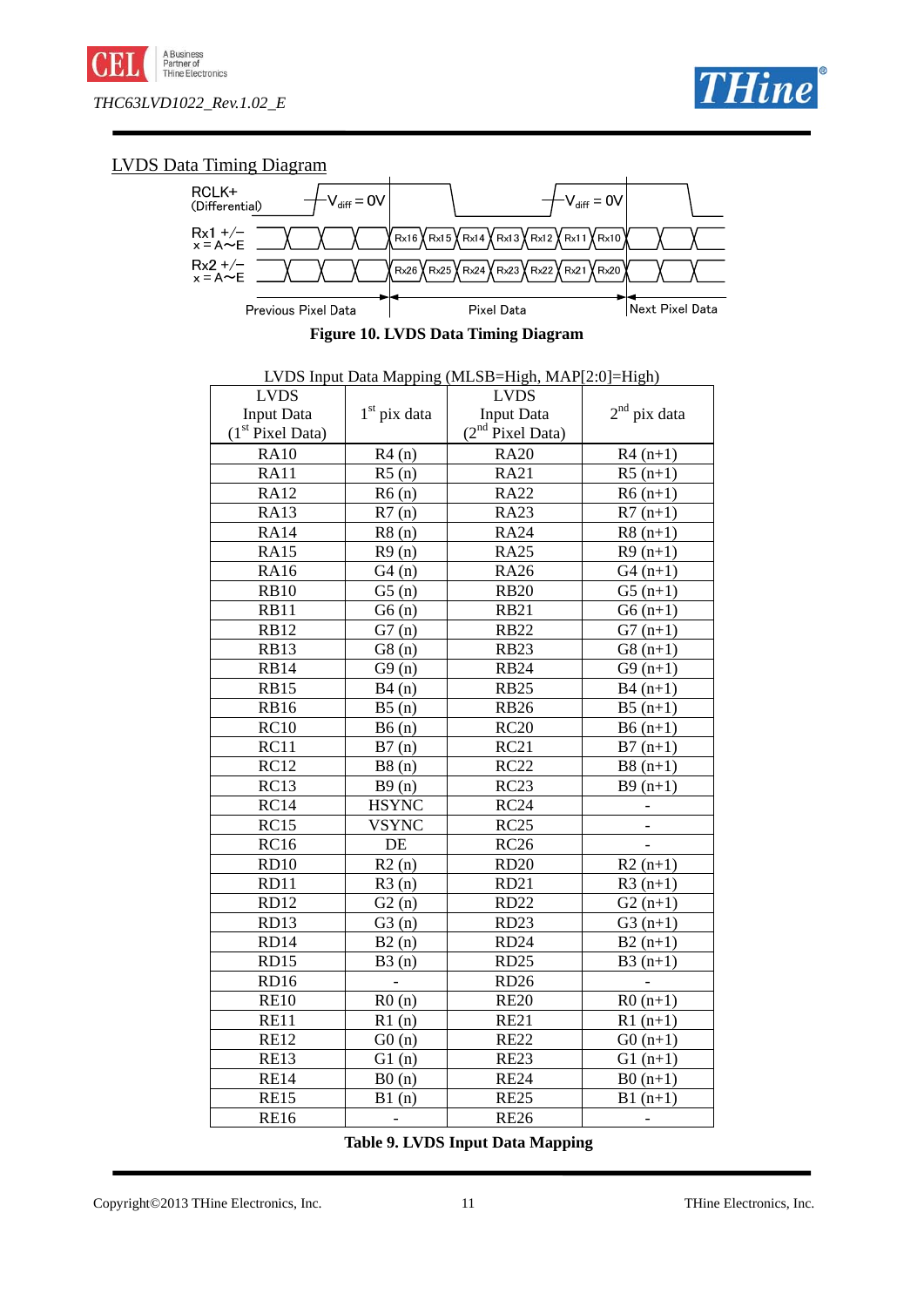## LVDS Data Timing Diagram

RCLK+ (Differential) $V_{diff}$ = 0V $V_{diff}$ = 0V

Rx1 +/− x = A∼E Rx16 Rx15 Rx14 Rx13 Rx12 Rx11 Rx10

Rx2 +/− x = A∼E Rx26 Rx25 Rx24 Rx23 Rx22 Rx21 Rx20

Previous Pixel Data | Pixel Data | Next Pixel Data

**Figure 10. LVDS Data Timing Diagram**

LVDS Input Data Mapping (MLSB=High, MAP[2:0]=High)

| LVDS Input Data (1st Pixel Data) | 1st pix data | LVDS Input Data (2nd Pixel Data) | 2nd pix data |
|---|---|---|---|
| RA10 | R4 (n) | RA20 | R4 (n+1) |
| RA11 | R5 (n) | RA21 | R5 (n+1) |
| RA12 | R6 (n) | RA22 | R6 (n+1) |
| RA13 | R7 (n) | RA23 | R7 (n+1) |
| RA14 | R8 (n) | RA24 | R8 (n+1) |
| RA15 | R9 (n) | RA25 | R9 (n+1) |
| RA16 | G4 (n) | RA26 | G4 (n+1) |
| RB10 | G5 (n) | RB20 | G5 (n+1) |
| RB11 | G6 (n) | RB21 | G6 (n+1) |
| RB12 | G7 (n) | RB22 | G7 (n+1) |
| RB13 | G8 (n) | RB23 | G8 (n+1) |
| RB14 | G9 (n) | RB24 | G9 (n+1) |
| RB15 | B4 (n) | RB25 | B4 (n+1) |
| RB16 | B5 (n) | RB26 | B5 (n+1) |
| RC10 | B6 (n) | RC20 | B6 (n+1) |
| RC11 | B7 (n) | RC21 | B7 (n+1) |
| RC12 | B8 (n) | RC22 | B8 (n+1) |
| RC13 | B9 (n) | RC23 | B9 (n+1) |
| RC14 | HSYNC | RC24 | - |
| RC15 | VSYNC | RC25 | - |
| RC16 | DE | RC26 | - |
| RD10 | R2 (n) | RD20 | R2 (n+1) |
| RD11 | R3 (n) | RD21 | R3 (n+1) |
| RD12 | G2 (n) | RD22 | G2 (n+1) |
| RD13 | G3 (n) | RD23 | G3 (n+1) |
| RD14 | B2 (n) | RD24 | B2 (n+1) |
| RD15 | B3 (n) | RD25 | B3 (n+1) |
| RD16 | - | RD26 | - |
| RE10 | R0 (n) | RE20 | R0 (n+1) |
| RE11 | R1 (n) | RE21 | R1 (n+1) |
| RE12 | G0 (n) | RE22 | G0 (n+1) |
| RE13 | G1 (n) | RE23 | G1 (n+1) |
| RE14 | B0 (n) | RE24 | B0 (n+1) |
| RE15 | B1 (n) | RE25 | B1 (n+1) |
| RE16 | - | RE26 | - |

**Table 9. LVDS Input Data Mapping**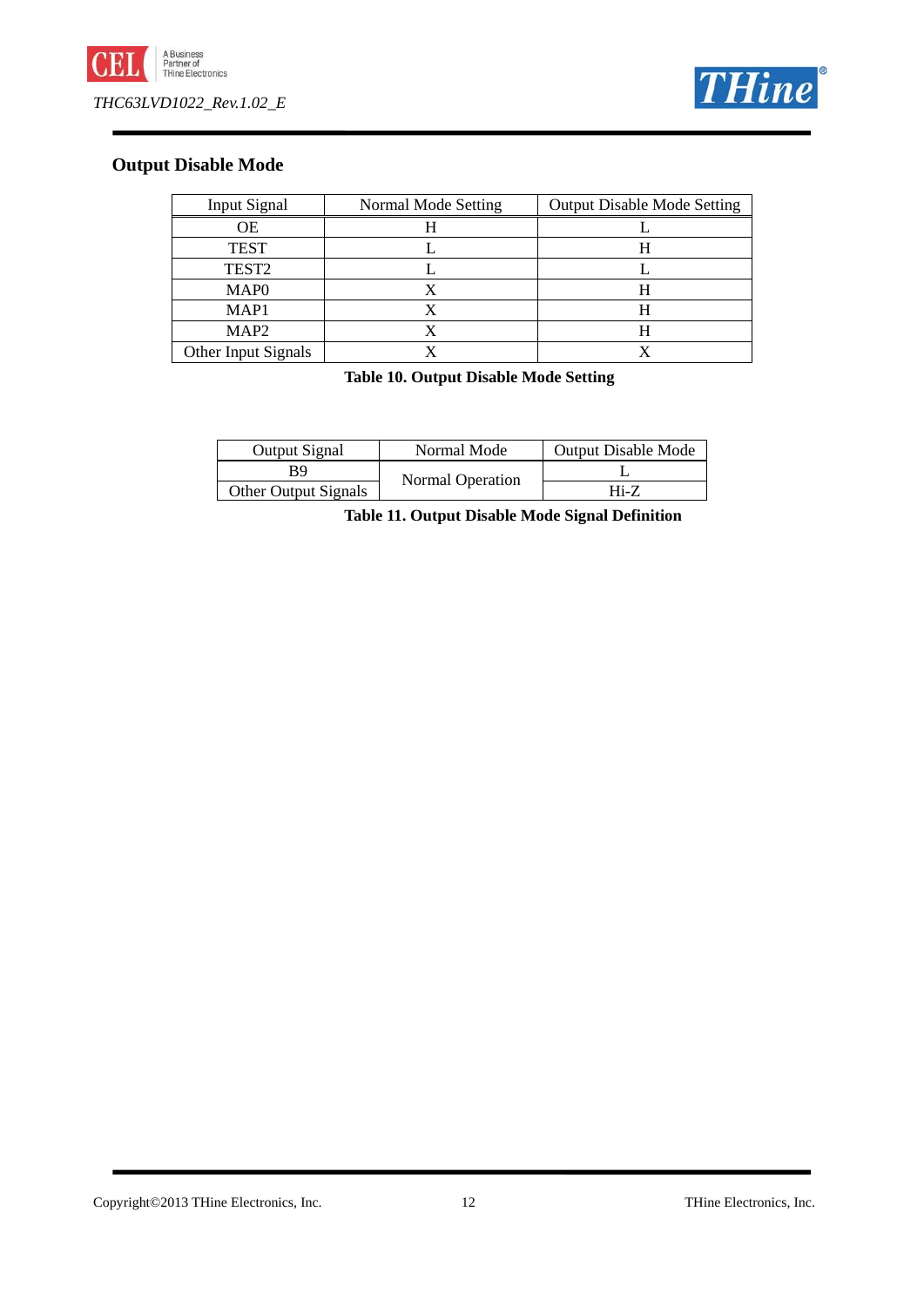## Output Disable Mode

| Input Signal | Normal Mode Setting | Output Disable Mode Setting |
|---|---|---|
| OE | H | L |
| TEST | L | H |
| TEST2 | L | L |
| MAP0 | X | H |
| MAP1 | X | H |
| MAP2 | X | H |
| Other Input Signals | X | X |

**Table 10. Output Disable Mode Setting**

| Output Signal | Normal Mode | Output Disable Mode |
|---|---|---|
| B9 | Normal Operation | L |
| Other Output Signals | | Hi-Z |

**Table 11. Output Disable Mode Signal Definition**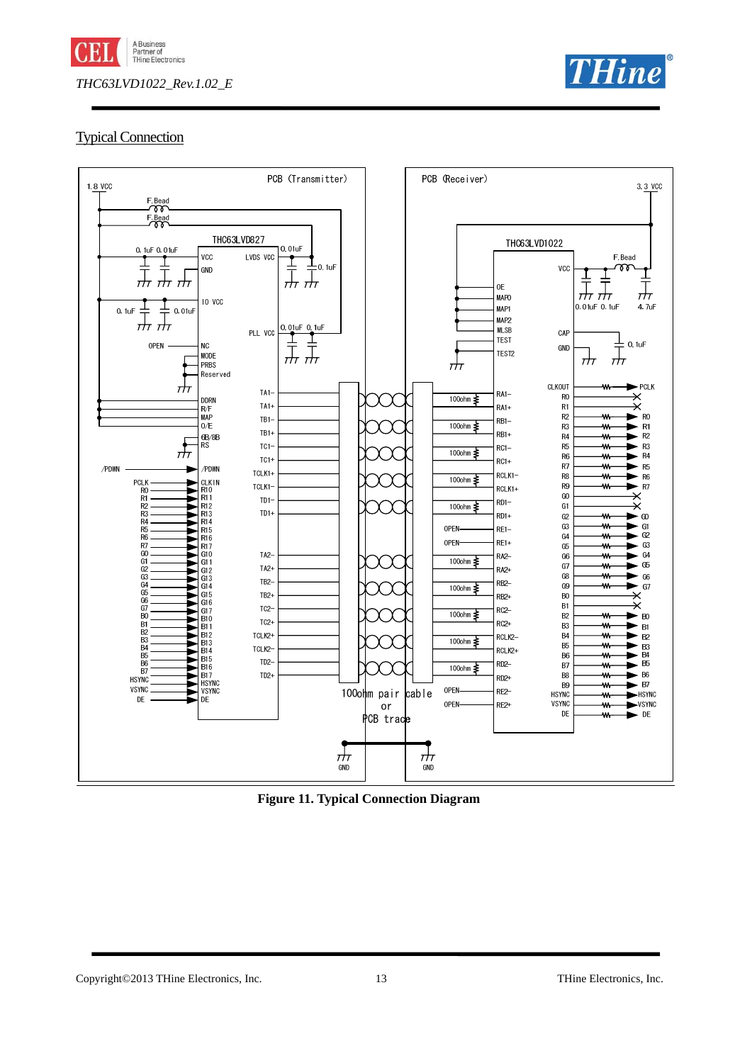## Typical Connection

**Figure 11. Typical Connection Diagram**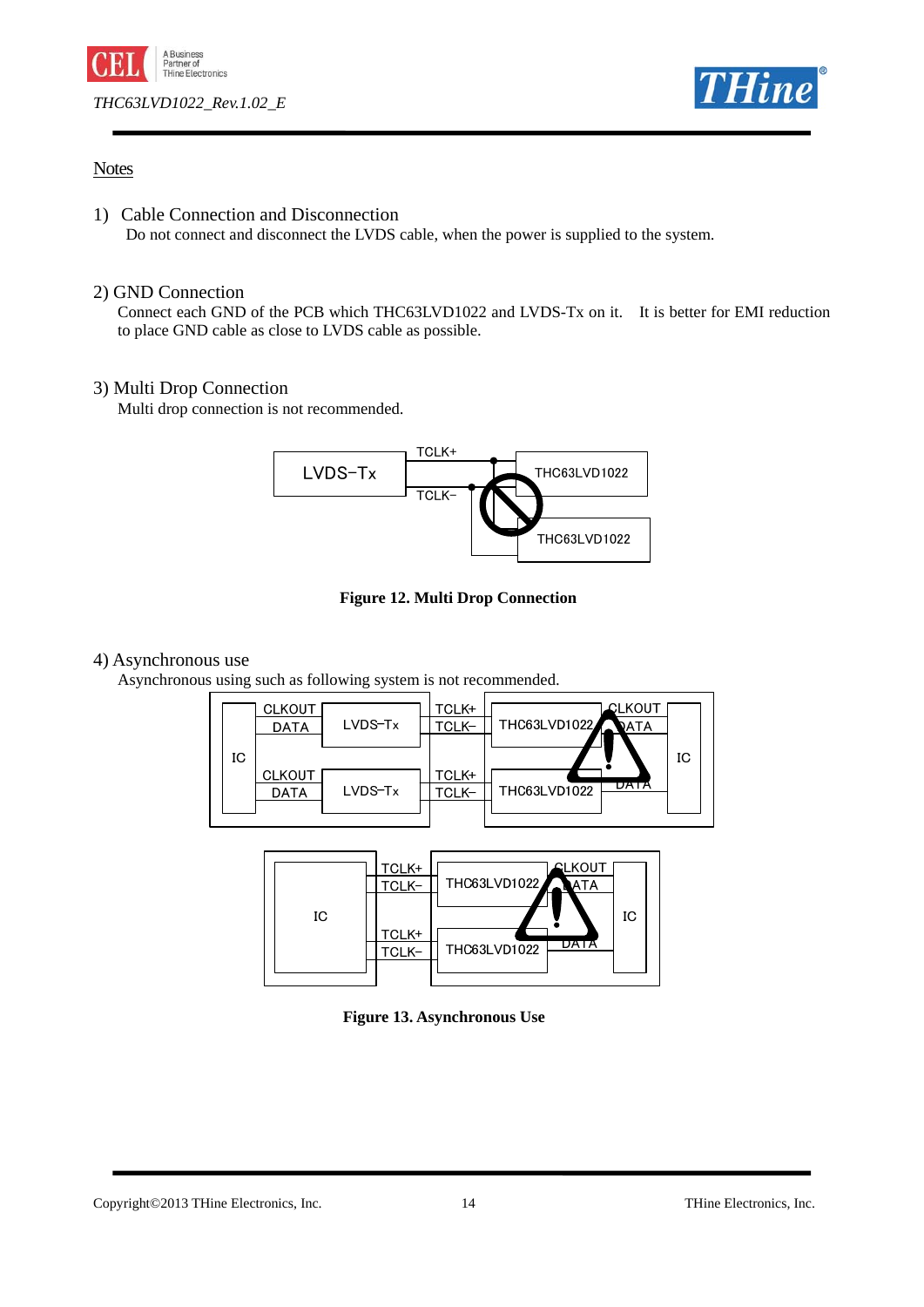## Notes

1) Cable Connection and Disconnection

Do not connect and disconnect the LVDS cable, when the power is supplied to the system.

2) GND Connection

Connect each GND of the PCB which THC63LVD1022 and LVDS-Tx on it. It is better for EMI reduction to place GND cable as close to LVDS cable as possible.

3) Multi Drop Connection

Multi drop connection is not recommended.

**Figure 12. Multi Drop Connection**

4) Asynchronous use

Asynchronous using such as following system is not recommended.

**Figure 13. Asynchronous Use**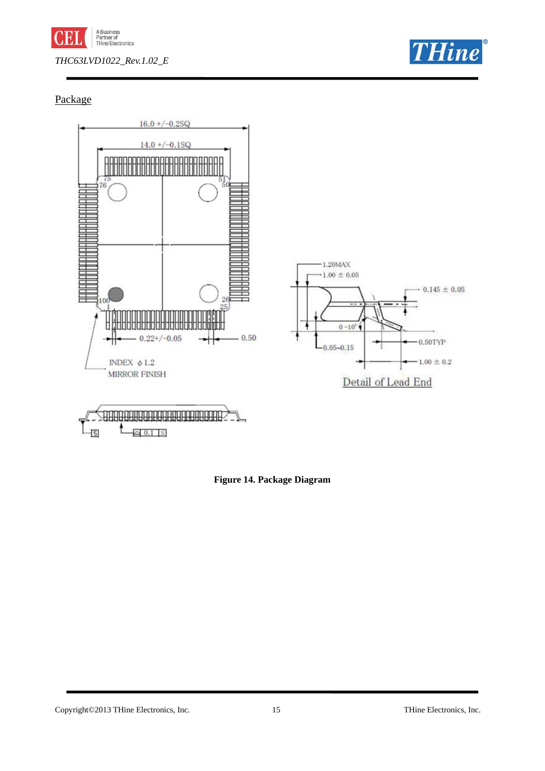## Package

16.0 +/-0.2SQ

14.0 +/-0.1SQ

75 76 51 50 100 1 26 25

0.22+/-0.05 0.50

INDEX ϕ 1.2
MIRROR FINISH

1.20MAX
1.00 ± 0.05
0.145 ± 0.05
0~10°
0.05~0.15
0.50TYP
1.00 ± 0.2

Detail of Lead End

S 0.1 S

**Figure 14. Package Diagram**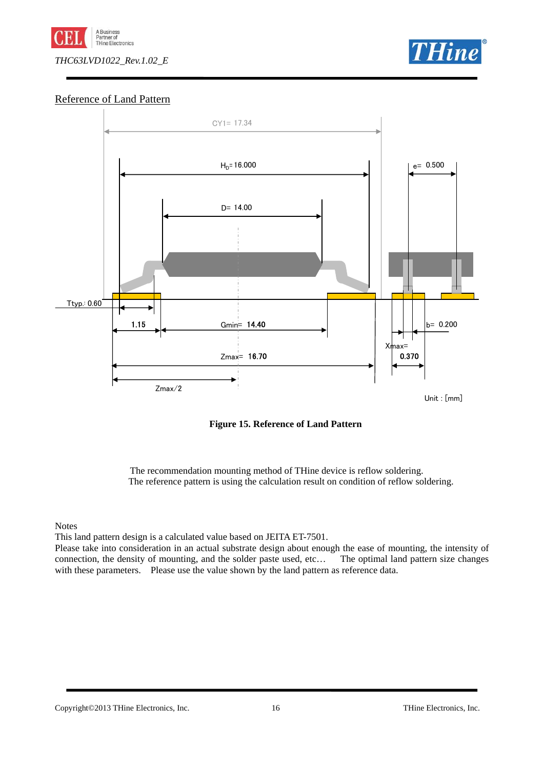## Reference of Land Pattern

CY1= 17.34

$H_D$= 16.000

D= 14.00

e= 0.500

Ttyp.: 0.60

1.15

Gmin= 14.40

b= 0.200

Xmax= 0.370

Zmax= 16.70

Zmax/2

Unit : [mm]

**Figure 15. Reference of Land Pattern**

The recommendation mounting method of THine device is reflow soldering.
The reference pattern is using the calculation result on condition of reflow soldering.

Notes

This land pattern design is a calculated value based on JEITA ET-7501.
Please take into consideration in an actual substrate design about enough the ease of mounting, the intensity of connection, the density of mounting, and the solder paste used, etc… The optimal land pattern size changes with these parameters. Please use the value shown by the land pattern as reference data.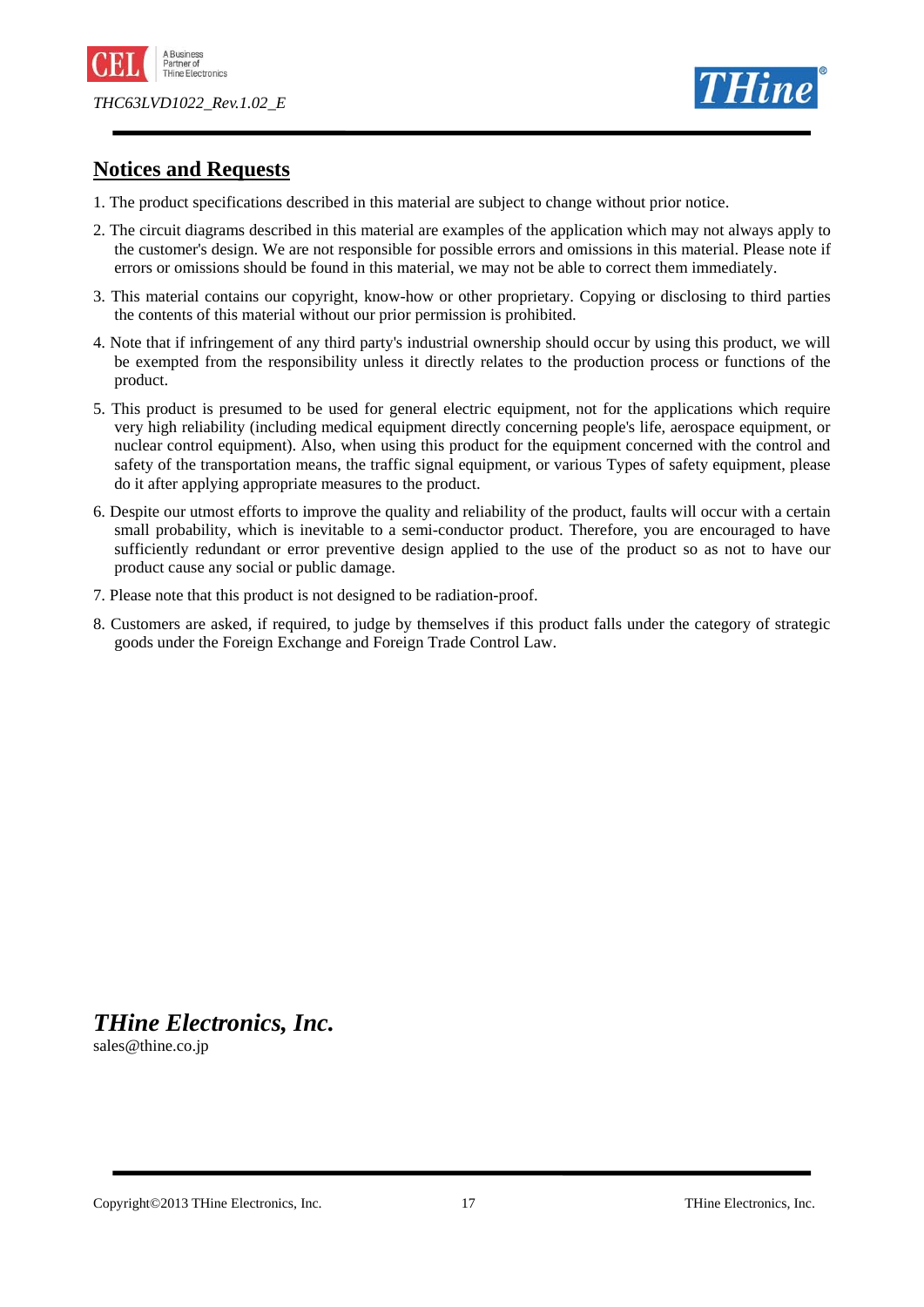## Notices and Requests

1. The product specifications described in this material are subject to change without prior notice.
2. The circuit diagrams described in this material are examples of the application which may not always apply to the customer's design. We are not responsible for possible errors and omissions in this material. Please note if errors or omissions should be found in this material, we may not be able to correct them immediately.
3. This material contains our copyright, know-how or other proprietary. Copying or disclosing to third parties the contents of this material without our prior permission is prohibited.
4. Note that if infringement of any third party's industrial ownership should occur by using this product, we will be exempted from the responsibility unless it directly relates to the production process or functions of the product.
5. This product is presumed to be used for general electric equipment, not for the applications which require very high reliability (including medical equipment directly concerning people's life, aerospace equipment, or nuclear control equipment). Also, when using this product for the equipment concerned with the control and safety of the transportation means, the traffic signal equipment, or various Types of safety equipment, please do it after applying appropriate measures to the product.
6. Despite our utmost efforts to improve the quality and reliability of the product, faults will occur with a certain small probability, which is inevitable to a semi-conductor product. Therefore, you are encouraged to have sufficiently redundant or error preventive design applied to the use of the product so as not to have our product cause any social or public damage.
7. Please note that this product is not designed to be radiation-proof.
8. Customers are asked, if required, to judge by themselves if this product falls under the category of strategic goods under the Foreign Exchange and Foreign Trade Control Law.

***THine Electronics, Inc.***
sales@thine.co.jp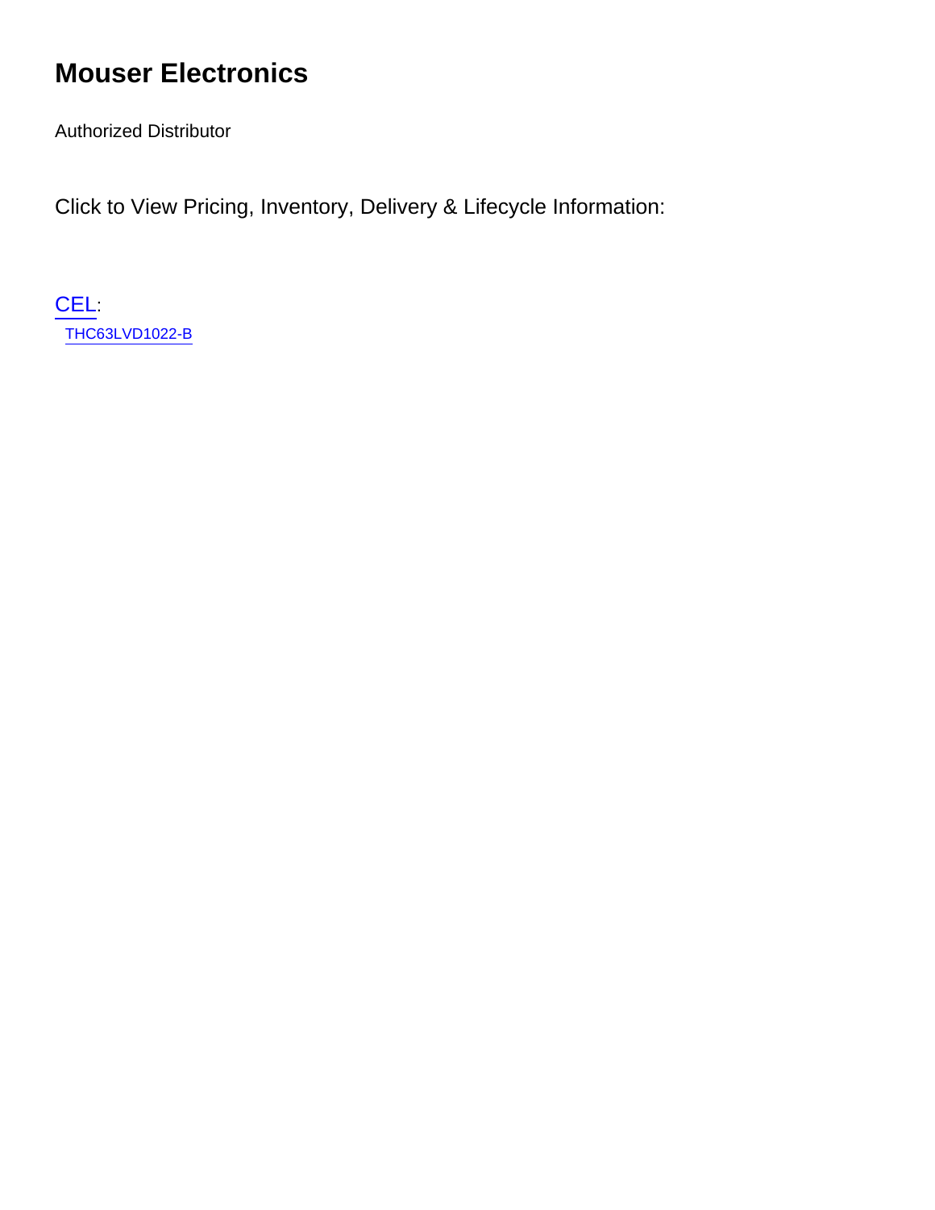# Mouser Electronics

Authorized Distributor

Click to View Pricing, Inventory, Delivery & Lifecycle Information:

CEL:

THC63LVD1022-B